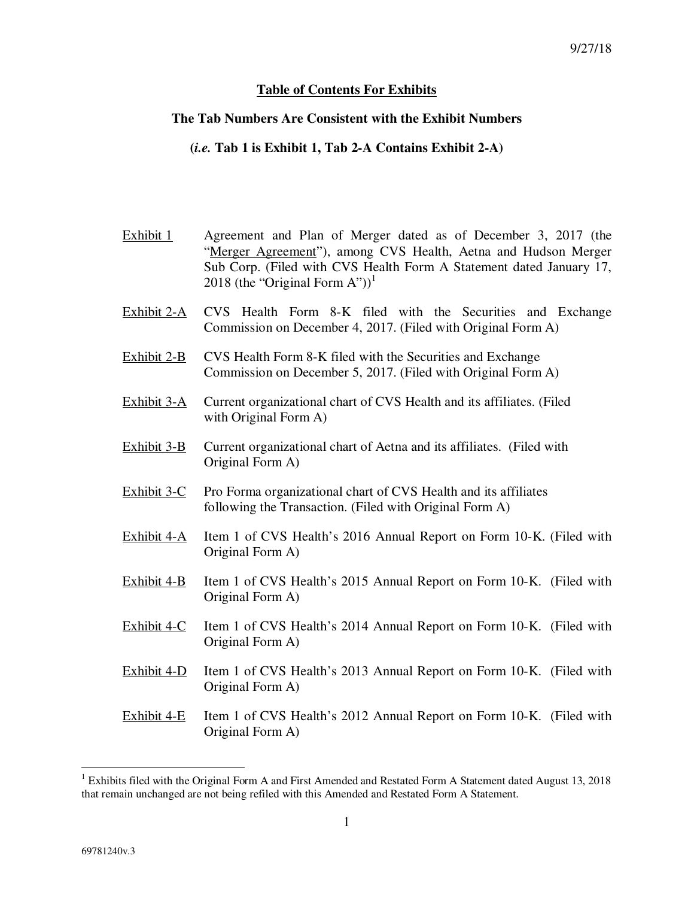9/27/18

**Table of Contents For Exhibits**

**The Tab Numbers Are Consistent with the Exhibit Numbers**

**(*i.e.* Tab 1 is Exhibit 1, Tab 2-A Contains Exhibit 2-A)**

Exhibit 1 — Agreement and Plan of Merger dated as of December 3, 2017 (the "Merger Agreement"), among CVS Health, Aetna and Hudson Merger Sub Corp. (Filed with CVS Health Form A Statement dated January 17, 2018 (the "Original Form A"))[1]

Exhibit 2-A — CVS Health Form 8-K filed with the Securities and Exchange Commission on December 4, 2017. (Filed with Original Form A)

Exhibit 2-B — CVS Health Form 8-K filed with the Securities and Exchange Commission on December 5, 2017. (Filed with Original Form A)

Exhibit 3-A — Current organizational chart of CVS Health and its affiliates. (Filed with Original Form A)

Exhibit 3-B — Current organizational chart of Aetna and its affiliates. (Filed with Original Form A)

Exhibit 3-C — Pro Forma organizational chart of CVS Health and its affiliates following the Transaction. (Filed with Original Form A)

Exhibit 4-A — Item 1 of CVS Health's 2016 Annual Report on Form 10-K. (Filed with Original Form A)

Exhibit 4-B — Item 1 of CVS Health's 2015 Annual Report on Form 10-K. (Filed with Original Form A)

Exhibit 4-C — Item 1 of CVS Health's 2014 Annual Report on Form 10-K. (Filed with Original Form A)

Exhibit 4-D — Item 1 of CVS Health's 2013 Annual Report on Form 10-K. (Filed with Original Form A)

Exhibit 4-E — Item 1 of CVS Health's 2012 Annual Report on Form 10-K. (Filed with Original Form A)

[1] Exhibits filed with the Original Form A and First Amended and Restated Form A Statement dated August 13, 2018 that remain unchanged are not being refiled with this Amended and Restated Form A Statement.

69781240v.3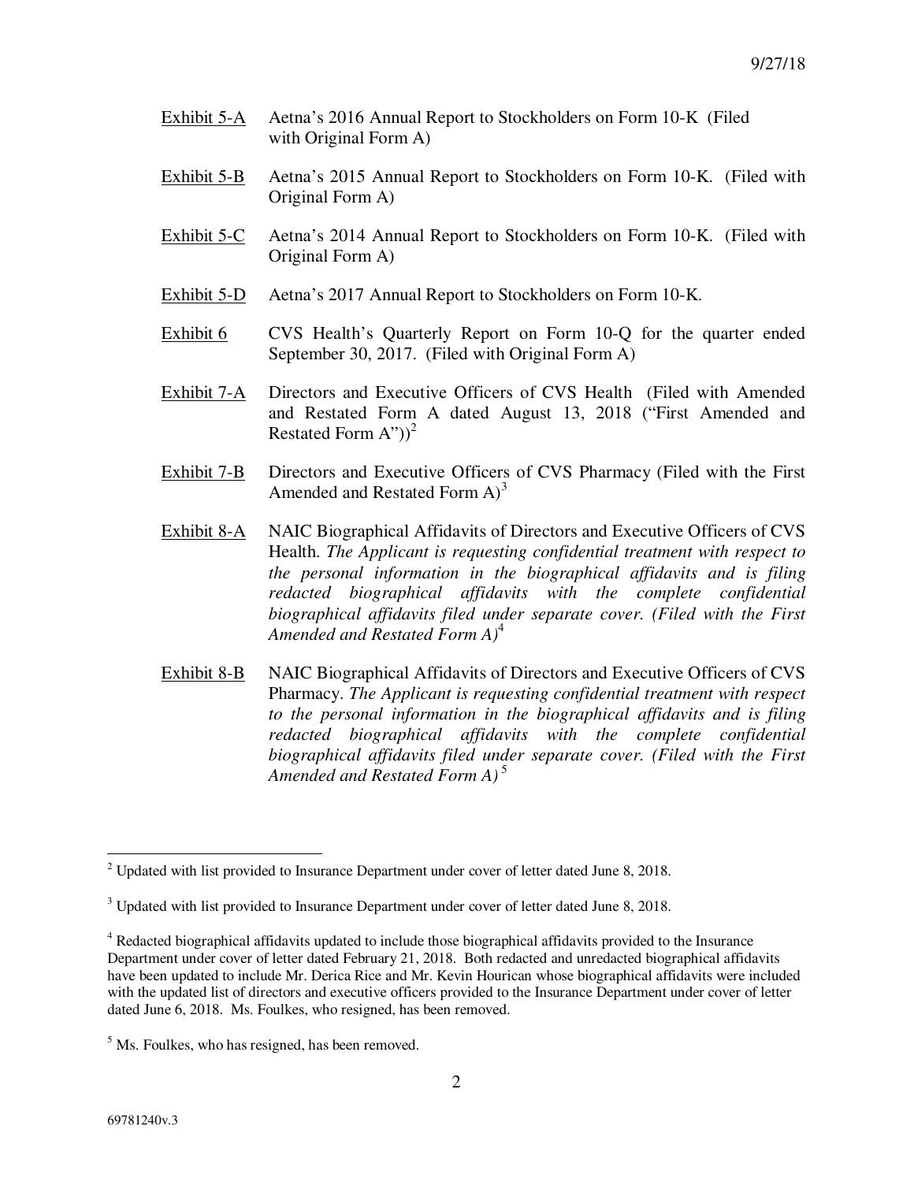9/27/18

Exhibit 5-A Aetna's 2016 Annual Report to Stockholders on Form 10-K (Filed with Original Form A)

Exhibit 5-B Aetna's 2015 Annual Report to Stockholders on Form 10-K. (Filed with Original Form A)

Exhibit 5-C Aetna's 2014 Annual Report to Stockholders on Form 10-K. (Filed with Original Form A)

Exhibit 5-D Aetna's 2017 Annual Report to Stockholders on Form 10-K.

Exhibit 6 CVS Health's Quarterly Report on Form 10-Q for the quarter ended September 30, 2017. (Filed with Original Form A)

Exhibit 7-A Directors and Executive Officers of CVS Health (Filed with Amended and Restated Form A dated August 13, 2018 ("First Amended and Restated Form A"))[2]

Exhibit 7-B Directors and Executive Officers of CVS Pharmacy (Filed with the First Amended and Restated Form A)[3]

Exhibit 8-A NAIC Biographical Affidavits of Directors and Executive Officers of CVS Health. *The Applicant is requesting confidential treatment with respect to the personal information in the biographical affidavits and is filing redacted biographical affidavits with the complete confidential biographical affidavits filed under separate cover. (Filed with the First Amended and Restated Form A)*[4]

Exhibit 8-B NAIC Biographical Affidavits of Directors and Executive Officers of CVS Pharmacy. *The Applicant is requesting confidential treatment with respect to the personal information in the biographical affidavits and is filing redacted biographical affidavits with the complete confidential biographical affidavits filed under separate cover. (Filed with the First Amended and Restated Form A)*[5]

---

[2] Updated with list provided to Insurance Department under cover of letter dated June 8, 2018.

[3] Updated with list provided to Insurance Department under cover of letter dated June 8, 2018.

[4] Redacted biographical affidavits updated to include those biographical affidavits provided to the Insurance Department under cover of letter dated February 21, 2018. Both redacted and unredacted biographical affidavits have been updated to include Mr. Derica Rice and Mr. Kevin Hourican whose biographical affidavits were included with the updated list of directors and executive officers provided to the Insurance Department under cover of letter dated June 6, 2018. Ms. Foulkes, who resigned, has been removed.

[5] Ms. Foulkes, who has resigned, has been removed.

69781240v.3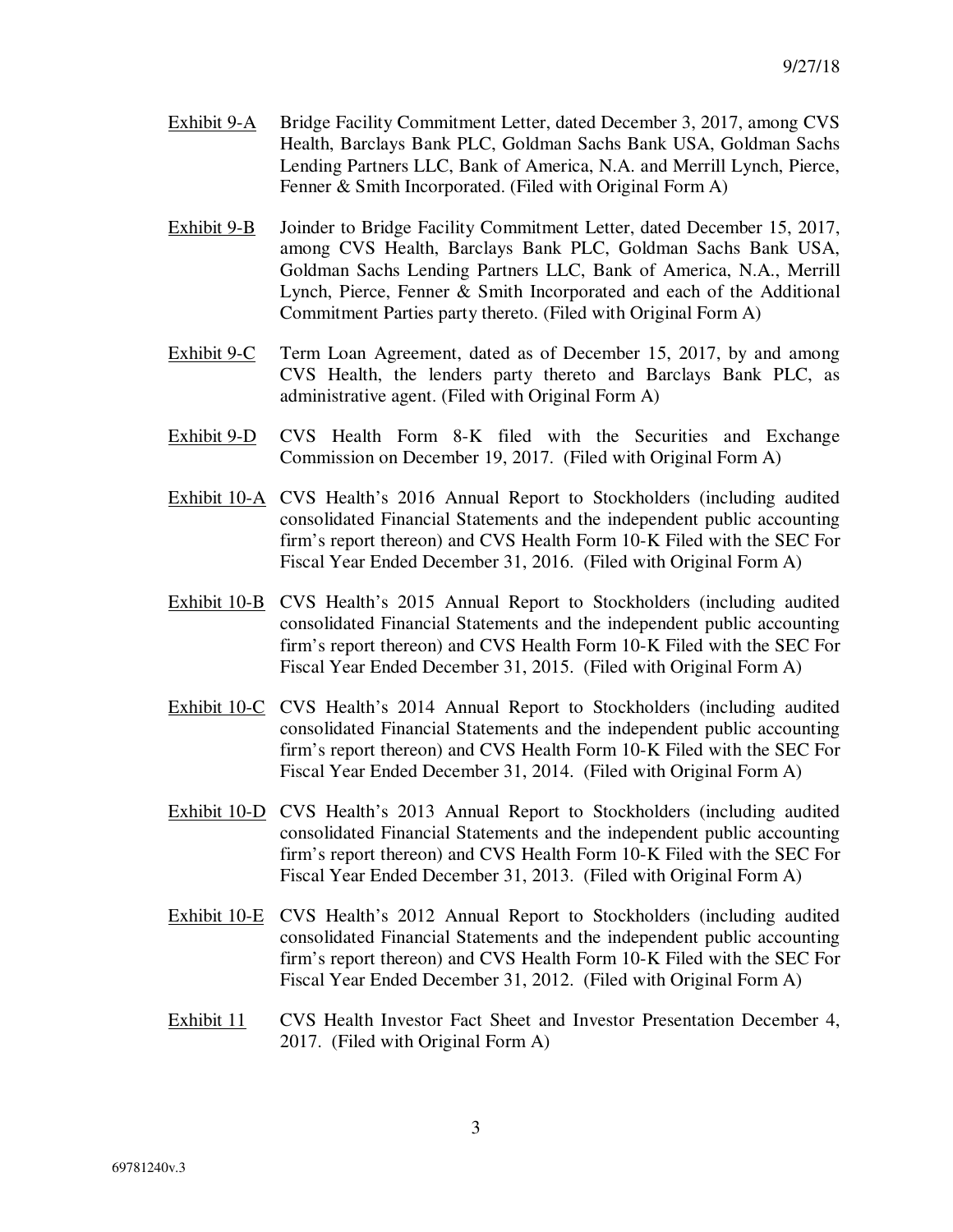Exhibit 9-A Bridge Facility Commitment Letter, dated December 3, 2017, among CVS Health, Barclays Bank PLC, Goldman Sachs Bank USA, Goldman Sachs Lending Partners LLC, Bank of America, N.A. and Merrill Lynch, Pierce, Fenner & Smith Incorporated. (Filed with Original Form A)

Exhibit 9-B Joinder to Bridge Facility Commitment Letter, dated December 15, 2017, among CVS Health, Barclays Bank PLC, Goldman Sachs Bank USA, Goldman Sachs Lending Partners LLC, Bank of America, N.A., Merrill Lynch, Pierce, Fenner & Smith Incorporated and each of the Additional Commitment Parties party thereto. (Filed with Original Form A)

Exhibit 9-C Term Loan Agreement, dated as of December 15, 2017, by and among CVS Health, the lenders party thereto and Barclays Bank PLC, as administrative agent. (Filed with Original Form A)

Exhibit 9-D CVS Health Form 8-K filed with the Securities and Exchange Commission on December 19, 2017. (Filed with Original Form A)

Exhibit 10-A CVS Health's 2016 Annual Report to Stockholders (including audited consolidated Financial Statements and the independent public accounting firm's report thereon) and CVS Health Form 10-K Filed with the SEC For Fiscal Year Ended December 31, 2016. (Filed with Original Form A)

Exhibit 10-B CVS Health's 2015 Annual Report to Stockholders (including audited consolidated Financial Statements and the independent public accounting firm's report thereon) and CVS Health Form 10-K Filed with the SEC For Fiscal Year Ended December 31, 2015. (Filed with Original Form A)

Exhibit 10-C CVS Health's 2014 Annual Report to Stockholders (including audited consolidated Financial Statements and the independent public accounting firm's report thereon) and CVS Health Form 10-K Filed with the SEC For Fiscal Year Ended December 31, 2014. (Filed with Original Form A)

Exhibit 10-D CVS Health's 2013 Annual Report to Stockholders (including audited consolidated Financial Statements and the independent public accounting firm's report thereon) and CVS Health Form 10-K Filed with the SEC For Fiscal Year Ended December 31, 2013. (Filed with Original Form A)

Exhibit 10-E CVS Health's 2012 Annual Report to Stockholders (including audited consolidated Financial Statements and the independent public accounting firm's report thereon) and CVS Health Form 10-K Filed with the SEC For Fiscal Year Ended December 31, 2012. (Filed with Original Form A)

Exhibit 11 CVS Health Investor Fact Sheet and Investor Presentation December 4, 2017. (Filed with Original Form A)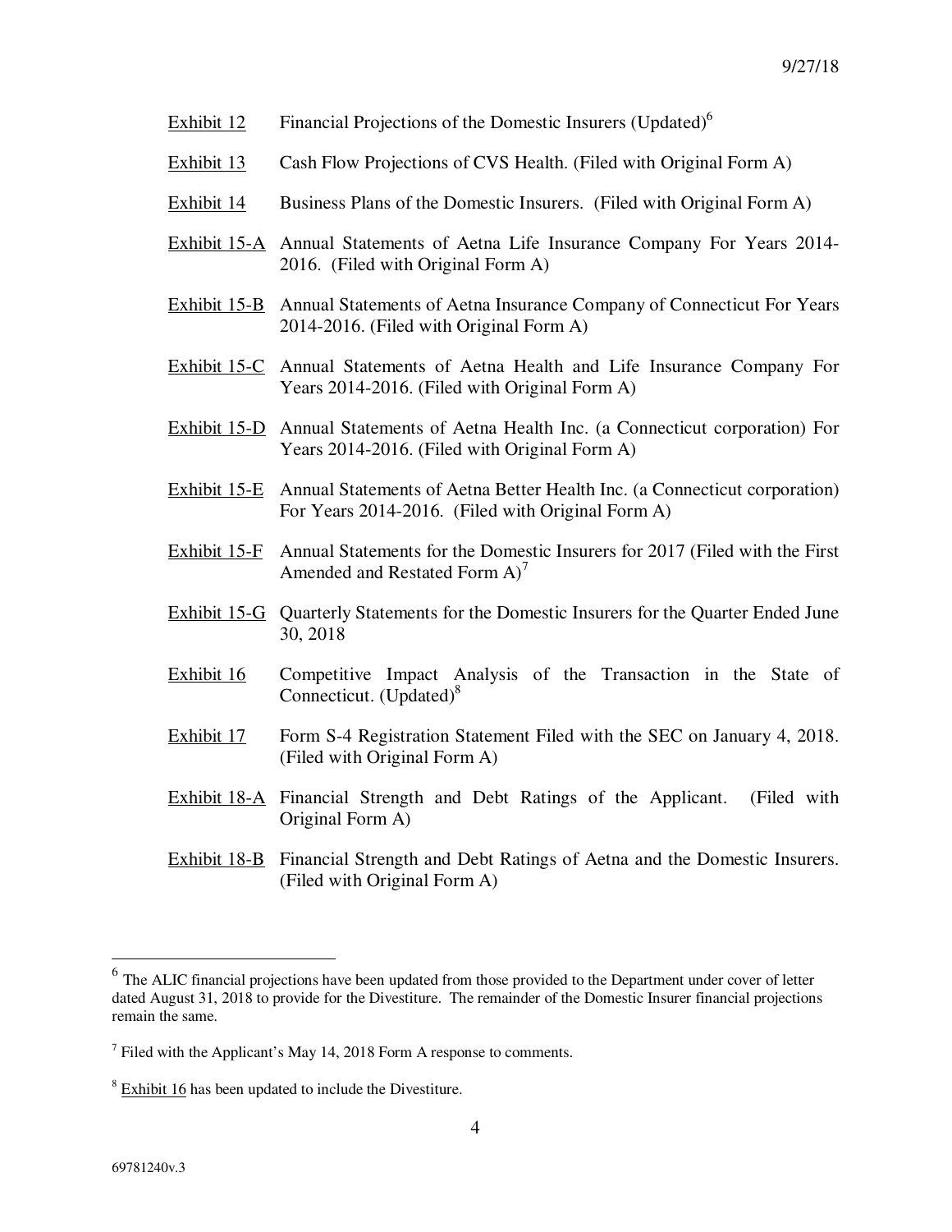<u>Exhibit 12</u> Financial Projections of the Domestic Insurers (Updated)[6]

<u>Exhibit 13</u> Cash Flow Projections of CVS Health. (Filed with Original Form A)

<u>Exhibit 14</u> Business Plans of the Domestic Insurers. (Filed with Original Form A)

<u>Exhibit 15-A</u> Annual Statements of Aetna Life Insurance Company For Years 2014-2016. (Filed with Original Form A)

<u>Exhibit 15-B</u> Annual Statements of Aetna Insurance Company of Connecticut For Years 2014-2016. (Filed with Original Form A)

<u>Exhibit 15-C</u> Annual Statements of Aetna Health and Life Insurance Company For Years 2014-2016. (Filed with Original Form A)

<u>Exhibit 15-D</u> Annual Statements of Aetna Health Inc. (a Connecticut corporation) For Years 2014-2016. (Filed with Original Form A)

<u>Exhibit 15-E</u> Annual Statements of Aetna Better Health Inc. (a Connecticut corporation) For Years 2014-2016. (Filed with Original Form A)

<u>Exhibit 15-F</u> Annual Statements for the Domestic Insurers for 2017 (Filed with the First Amended and Restated Form A)[7]

<u>Exhibit 15-G</u> Quarterly Statements for the Domestic Insurers for the Quarter Ended June 30, 2018

<u>Exhibit 16</u> Competitive Impact Analysis of the Transaction in the State of Connecticut. (Updated)[8]

<u>Exhibit 17</u> Form S-4 Registration Statement Filed with the SEC on January 4, 2018. (Filed with Original Form A)

<u>Exhibit 18-A</u> Financial Strength and Debt Ratings of the Applicant. (Filed with Original Form A)

<u>Exhibit 18-B</u> Financial Strength and Debt Ratings of Aetna and the Domestic Insurers. (Filed with Original Form A)

---

[6] The ALIC financial projections have been updated from those provided to the Department under cover of letter dated August 31, 2018 to provide for the Divestiture. The remainder of the Domestic Insurer financial projections remain the same.

[7] Filed with the Applicant's May 14, 2018 Form A response to comments.

[8] <u>Exhibit 16</u> has been updated to include the Divestiture.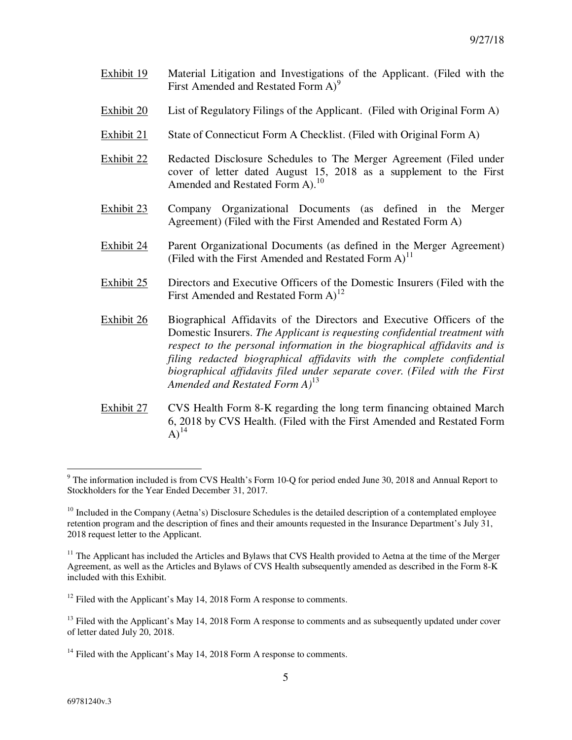Exhibit 19 Material Litigation and Investigations of the Applicant. (Filed with the First Amended and Restated Form A)[9]

Exhibit 20 List of Regulatory Filings of the Applicant. (Filed with Original Form A)

Exhibit 21 State of Connecticut Form A Checklist. (Filed with Original Form A)

Exhibit 22 Redacted Disclosure Schedules to The Merger Agreement (Filed under cover of letter dated August 15, 2018 as a supplement to the First Amended and Restated Form A).[10]

Exhibit 23 Company Organizational Documents (as defined in the Merger Agreement) (Filed with the First Amended and Restated Form A)

Exhibit 24 Parent Organizational Documents (as defined in the Merger Agreement) (Filed with the First Amended and Restated Form A)[11]

Exhibit 25 Directors and Executive Officers of the Domestic Insurers (Filed with the First Amended and Restated Form A)[12]

Exhibit 26 Biographical Affidavits of the Directors and Executive Officers of the Domestic Insurers. *The Applicant is requesting confidential treatment with respect to the personal information in the biographical affidavits and is filing redacted biographical affidavits with the complete confidential biographical affidavits filed under separate cover. (Filed with the First Amended and Restated Form A)*[13]

Exhibit 27 CVS Health Form 8-K regarding the long term financing obtained March 6, 2018 by CVS Health. (Filed with the First Amended and Restated Form A)[14]

---

[9] The information included is from CVS Health's Form 10-Q for period ended June 30, 2018 and Annual Report to Stockholders for the Year Ended December 31, 2017.

[10] Included in the Company (Aetna's) Disclosure Schedules is the detailed description of a contemplated employee retention program and the description of fines and their amounts requested in the Insurance Department's July 31, 2018 request letter to the Applicant.

[11] The Applicant has included the Articles and Bylaws that CVS Health provided to Aetna at the time of the Merger Agreement, as well as the Articles and Bylaws of CVS Health subsequently amended as described in the Form 8-K included with this Exhibit.

[12] Filed with the Applicant's May 14, 2018 Form A response to comments.

[13] Filed with the Applicant's May 14, 2018 Form A response to comments and as subsequently updated under cover of letter dated July 20, 2018.

[14] Filed with the Applicant's May 14, 2018 Form A response to comments.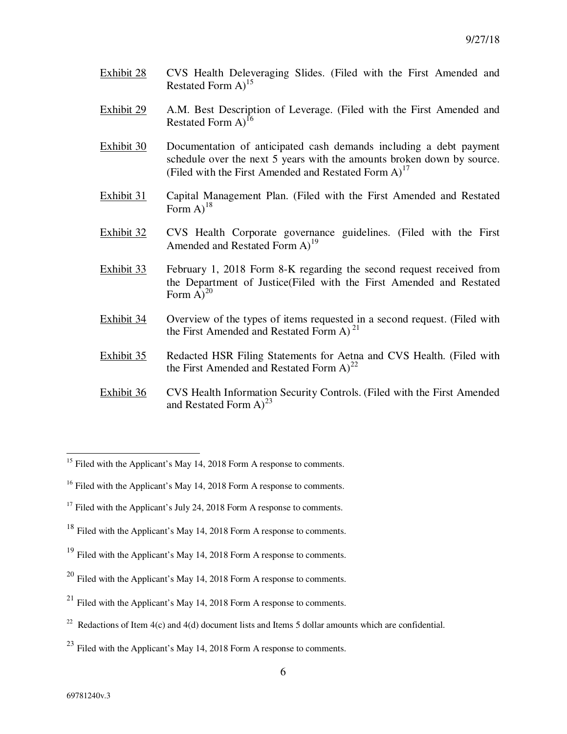Exhibit 28 CVS Health Deleveraging Slides. (Filed with the First Amended and Restated Form A)[15]

Exhibit 29 A.M. Best Description of Leverage. (Filed with the First Amended and Restated Form A)[16]

Exhibit 30 Documentation of anticipated cash demands including a debt payment schedule over the next 5 years with the amounts broken down by source. (Filed with the First Amended and Restated Form A)[17]

Exhibit 31 Capital Management Plan. (Filed with the First Amended and Restated Form A)[18]

Exhibit 32 CVS Health Corporate governance guidelines. (Filed with the First Amended and Restated Form A)[19]

Exhibit 33 February 1, 2018 Form 8-K regarding the second request received from the Department of Justice(Filed with the First Amended and Restated Form A)[20]

Exhibit 34 Overview of the types of items requested in a second request. (Filed with the First Amended and Restated Form A) [21]

Exhibit 35 Redacted HSR Filing Statements for Aetna and CVS Health. (Filed with the First Amended and Restated Form A)[22]

Exhibit 36 CVS Health Information Security Controls. (Filed with the First Amended and Restated Form A)[23]

---

[15] Filed with the Applicant's May 14, 2018 Form A response to comments.

[16] Filed with the Applicant's May 14, 2018 Form A response to comments.

[17] Filed with the Applicant's July 24, 2018 Form A response to comments.

[18] Filed with the Applicant's May 14, 2018 Form A response to comments.

[19] Filed with the Applicant's May 14, 2018 Form A response to comments.

[20] Filed with the Applicant's May 14, 2018 Form A response to comments.

[21] Filed with the Applicant's May 14, 2018 Form A response to comments.

[22] Redactions of Item 4(c) and 4(d) document lists and Items 5 dollar amounts which are confidential.

[23] Filed with the Applicant's May 14, 2018 Form A response to comments.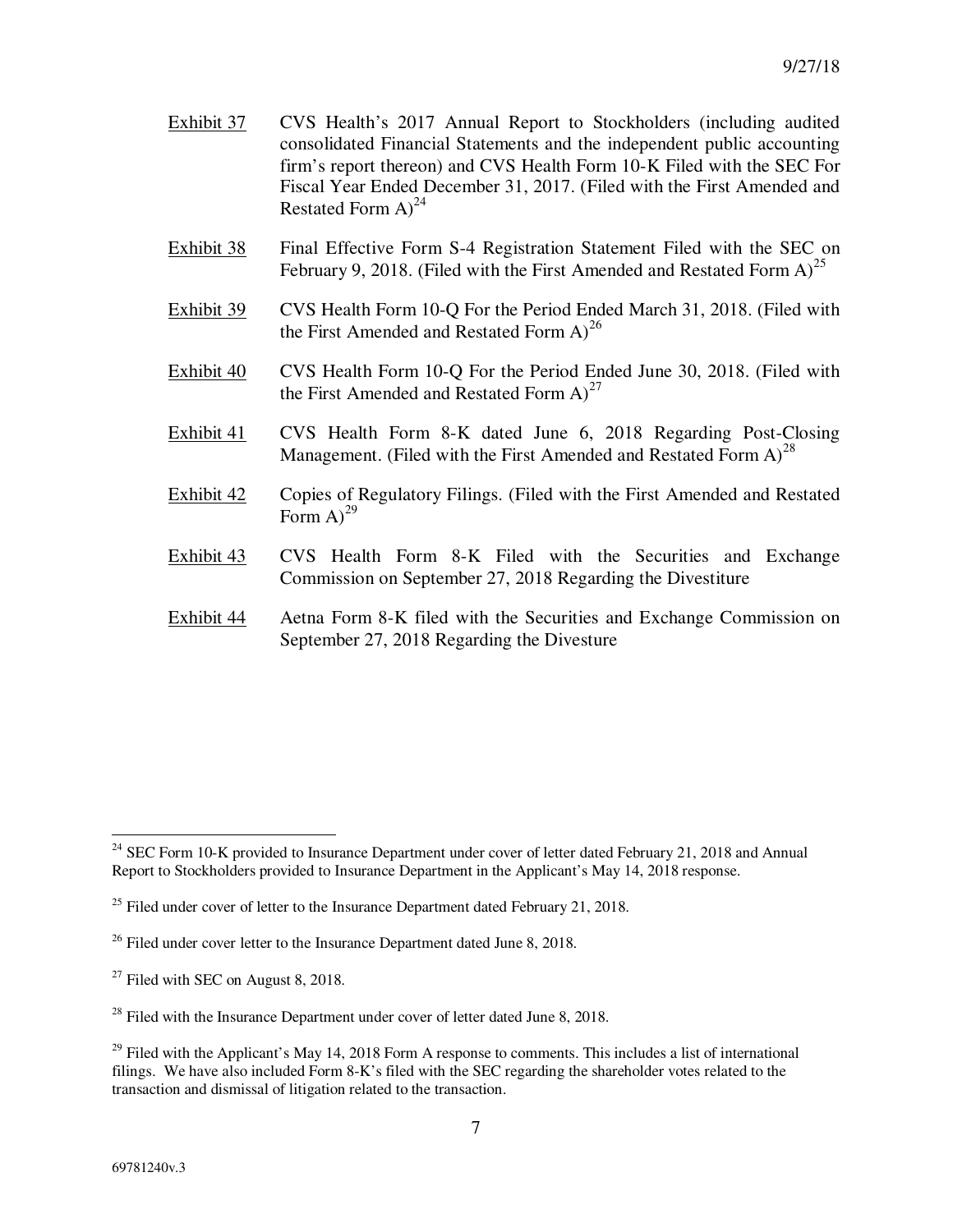Exhibit 37 CVS Health's 2017 Annual Report to Stockholders (including audited consolidated Financial Statements and the independent public accounting firm's report thereon) and CVS Health Form 10-K Filed with the SEC For Fiscal Year Ended December 31, 2017. (Filed with the First Amended and Restated Form A)[24]

Exhibit 38 Final Effective Form S-4 Registration Statement Filed with the SEC on February 9, 2018. (Filed with the First Amended and Restated Form A)[25]

Exhibit 39 CVS Health Form 10-Q For the Period Ended March 31, 2018. (Filed with the First Amended and Restated Form A)[26]

Exhibit 40 CVS Health Form 10-Q For the Period Ended June 30, 2018. (Filed with the First Amended and Restated Form A)[27]

Exhibit 41 CVS Health Form 8-K dated June 6, 2018 Regarding Post-Closing Management. (Filed with the First Amended and Restated Form A)[28]

Exhibit 42 Copies of Regulatory Filings. (Filed with the First Amended and Restated Form A)[29]

Exhibit 43 CVS Health Form 8-K Filed with the Securities and Exchange Commission on September 27, 2018 Regarding the Divestiture

Exhibit 44 Aetna Form 8-K filed with the Securities and Exchange Commission on September 27, 2018 Regarding the Divesture

---

[24] SEC Form 10-K provided to Insurance Department under cover of letter dated February 21, 2018 and Annual Report to Stockholders provided to Insurance Department in the Applicant's May 14, 2018 response.

[25] Filed under cover of letter to the Insurance Department dated February 21, 2018.

[26] Filed under cover letter to the Insurance Department dated June 8, 2018.

[27] Filed with SEC on August 8, 2018.

[28] Filed with the Insurance Department under cover of letter dated June 8, 2018.

[29] Filed with the Applicant's May 14, 2018 Form A response to comments. This includes a list of international filings. We have also included Form 8-K's filed with the SEC regarding the shareholder votes related to the transaction and dismissal of litigation related to the transaction.